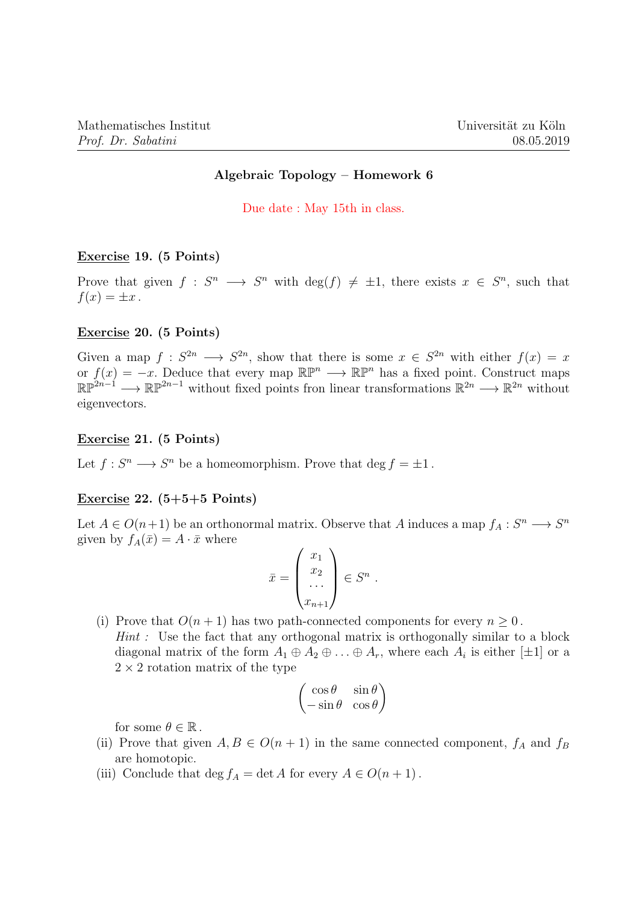Mathematisches Institut
*Prof. Dr. Sabatini*

Universität zu Köln
08.05.2019

## Algebraic Topology – Homework 6

Due date : May 15th in class.

**Exercise 19. (5 Points)**

Prove that given $f : S^n \longrightarrow S^n$ with $\deg(f) \neq \pm 1$, there exists $x \in S^n$, such that $f(x) = \pm x$.

**Exercise 20. (5 Points)**

Given a map $f : S^{2n} \longrightarrow S^{2n}$, show that there is some $x \in S^{2n}$ with either $f(x) = x$ or $f(x) = -x$. Deduce that every map $\mathbb{RP}^n \longrightarrow \mathbb{RP}^n$ has a fixed point. Construct maps $\mathbb{RP}^{2n-1} \longrightarrow \mathbb{RP}^{2n-1}$ without fixed points fron linear transformations $\mathbb{R}^{2n} \longrightarrow \mathbb{R}^{2n}$ without eigenvectors.

**Exercise 21. (5 Points)**

Let $f : S^n \longrightarrow S^n$ be a homeomorphism. Prove that $\deg f = \pm 1$.

**Exercise 22. (5+5+5 Points)**

Let $A \in O(n+1)$ be an orthonormal matrix. Observe that $A$ induces a map $f_A : S^n \longrightarrow S^n$ given by $f_A(\bar{x}) = A \cdot \bar{x}$ where

$$\bar{x} = \begin{pmatrix} x_1 \\ x_2 \\ \cdots \\ x_{n+1} \end{pmatrix} \in S^n .$$

(i) Prove that $O(n+1)$ has two path-connected components for every $n \geq 0$.
*Hint :* Use the fact that any orthogonal matrix is orthogonally similar to a block diagonal matrix of the form $A_1 \oplus A_2 \oplus \ldots \oplus A_r$, where each $A_i$ is either $[\pm 1]$ or a $2 \times 2$ rotation matrix of the type

$$\begin{pmatrix} \cos\theta & \sin\theta \\ -\sin\theta & \cos\theta \end{pmatrix}$$

for some $\theta \in \mathbb{R}$.

(ii) Prove that given $A, B \in O(n+1)$ in the same connected component, $f_A$ and $f_B$ are homotopic.

(iii) Conclude that $\deg f_A = \det A$ for every $A \in O(n+1)$.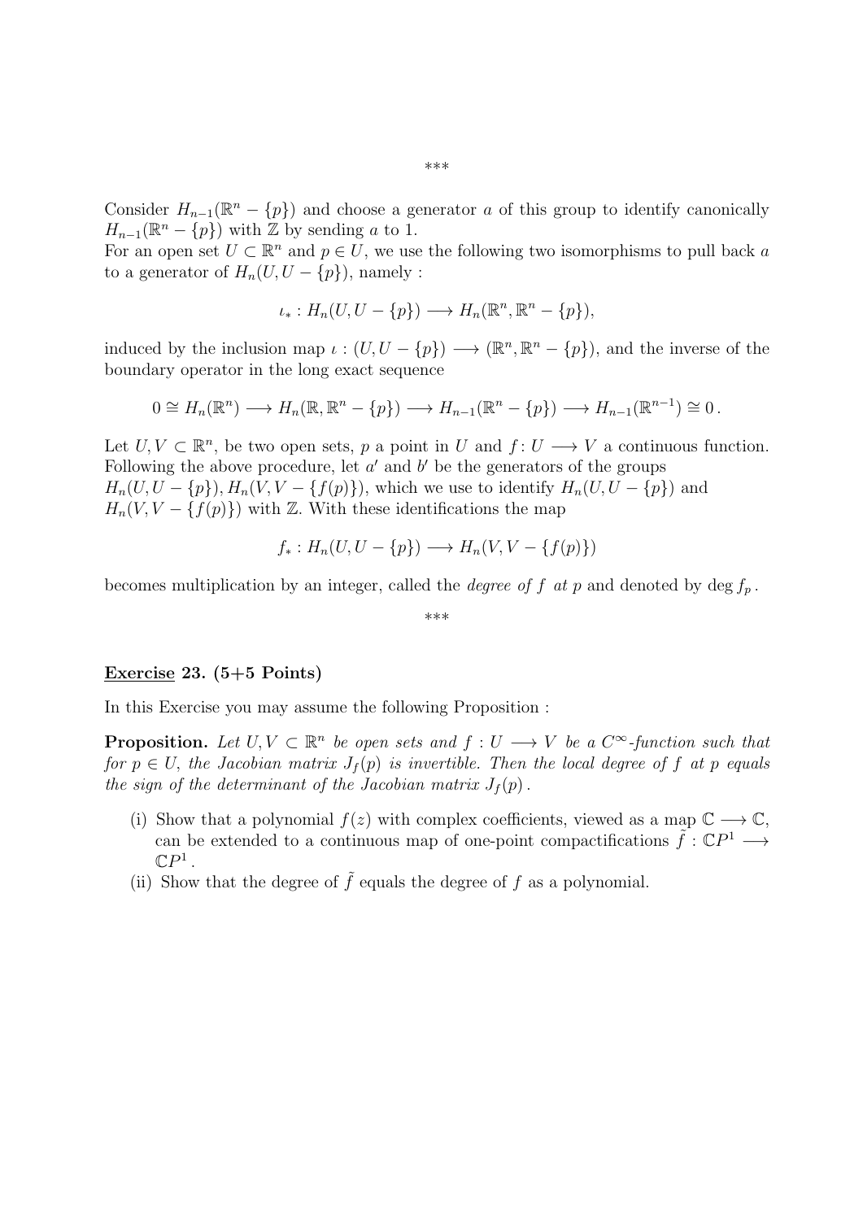***

Consider $H_{n-1}(\mathbb{R}^n - \{p\})$ and choose a generator $a$ of this group to identify canonically $H_{n-1}(\mathbb{R}^n - \{p\})$ with $\mathbb{Z}$ by sending $a$ to 1.
For an open set $U \subset \mathbb{R}^n$ and $p \in U$, we use the following two isomorphisms to pull back $a$ to a generator of $H_n(U, U - \{p\})$, namely :

$$\iota_* : H_n(U, U - \{p\}) \longrightarrow H_n(\mathbb{R}^n, \mathbb{R}^n - \{p\}),$$

induced by the inclusion map $\iota : (U, U - \{p\}) \longrightarrow (\mathbb{R}^n, \mathbb{R}^n - \{p\})$, and the inverse of the boundary operator in the long exact sequence

$$0 \cong H_n(\mathbb{R}^n) \longrightarrow H_n(\mathbb{R}, \mathbb{R}^n - \{p\}) \longrightarrow H_{n-1}(\mathbb{R}^n - \{p\}) \longrightarrow H_{n-1}(\mathbb{R}^{n-1}) \cong 0\,.$$

Let $U, V \subset \mathbb{R}^n$, be two open sets, $p$ a point in $U$ and $f : U \longrightarrow V$ a continuous function. Following the above procedure, let $a'$ and $b'$ be the generators of the groups $H_n(U, U - \{p\}), H_n(V, V - \{f(p)\})$, which we use to identify $H_n(U, U - \{p\})$ and $H_n(V, V - \{f(p)\})$ with $\mathbb{Z}$. With these identifications the map

$$f_* : H_n(U, U - \{p\}) \longrightarrow H_n(V, V - \{f(p)\})$$

becomes multiplication by an integer, called the *degree of $f$ at $p$* and denoted by $\deg f_p$.

***

**<u>Exercise</u> 23. (5+5 Points)**

In this Exercise you may assume the following Proposition :

**Proposition.** *Let $U, V \subset \mathbb{R}^n$ be open sets and $f : U \longrightarrow V$ be a $C^\infty$-function such that for $p \in U$, the Jacobian matrix $J_f(p)$ is invertible. Then the local degree of $f$ at $p$ equals the sign of the determinant of the Jacobian matrix $J_f(p)$.*

(i) Show that a polynomial $f(z)$ with complex coefficients, viewed as a map $\mathbb{C} \longrightarrow \mathbb{C}$, can be extended to a continuous map of one-point compactifications $\tilde{f} : \mathbb{C}P^1 \longrightarrow \mathbb{C}P^1$.

(ii) Show that the degree of $\tilde{f}$ equals the degree of $f$ as a polynomial.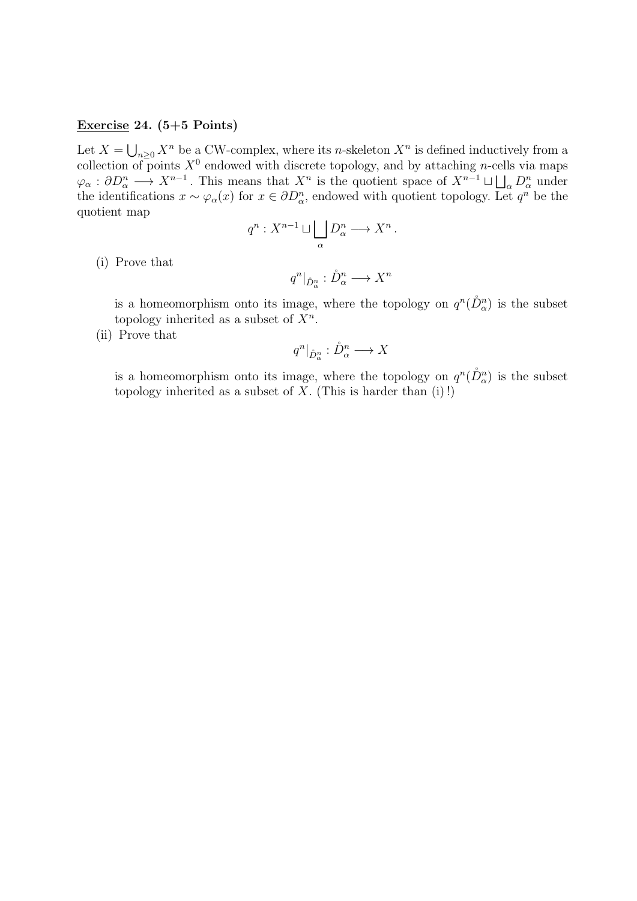**Exercise 24. (5+5 Points)**

Let $X = \bigcup_{n \geq 0} X^n$ be a CW-complex, where its $n$-skeleton $X^n$ is defined inductively from a collection of points $X^0$ endowed with discrete topology, and by attaching $n$-cells via maps $\varphi_\alpha : \partial D^n_\alpha \longrightarrow X^{n-1}$. This means that $X^n$ is the quotient space of $X^{n-1} \sqcup \bigsqcup_\alpha D^n_\alpha$ under the identifications $x \sim \varphi_\alpha(x)$ for $x \in \partial D^n_\alpha$, endowed with quotient topology. Let $q^n$ be the quotient map

$$q^n : X^{n-1} \sqcup \bigsqcup_\alpha D^n_\alpha \longrightarrow X^n .$$

(i) Prove that

$$q^n|_{\mathring{D}^n_\alpha} : \mathring{D}^n_\alpha \longrightarrow X^n$$

is a homeomorphism onto its image, where the topology on $q^n(\mathring{D}^n_\alpha)$ is the subset topology inherited as a subset of $X^n$.

(ii) Prove that

$$q^n|_{\mathring{D}^n_\alpha} : \mathring{D}^n_\alpha \longrightarrow X$$

is a homeomorphism onto its image, where the topology on $q^n(\mathring{D}^n_\alpha)$ is the subset topology inherited as a subset of $X$. (This is harder than (i)!)